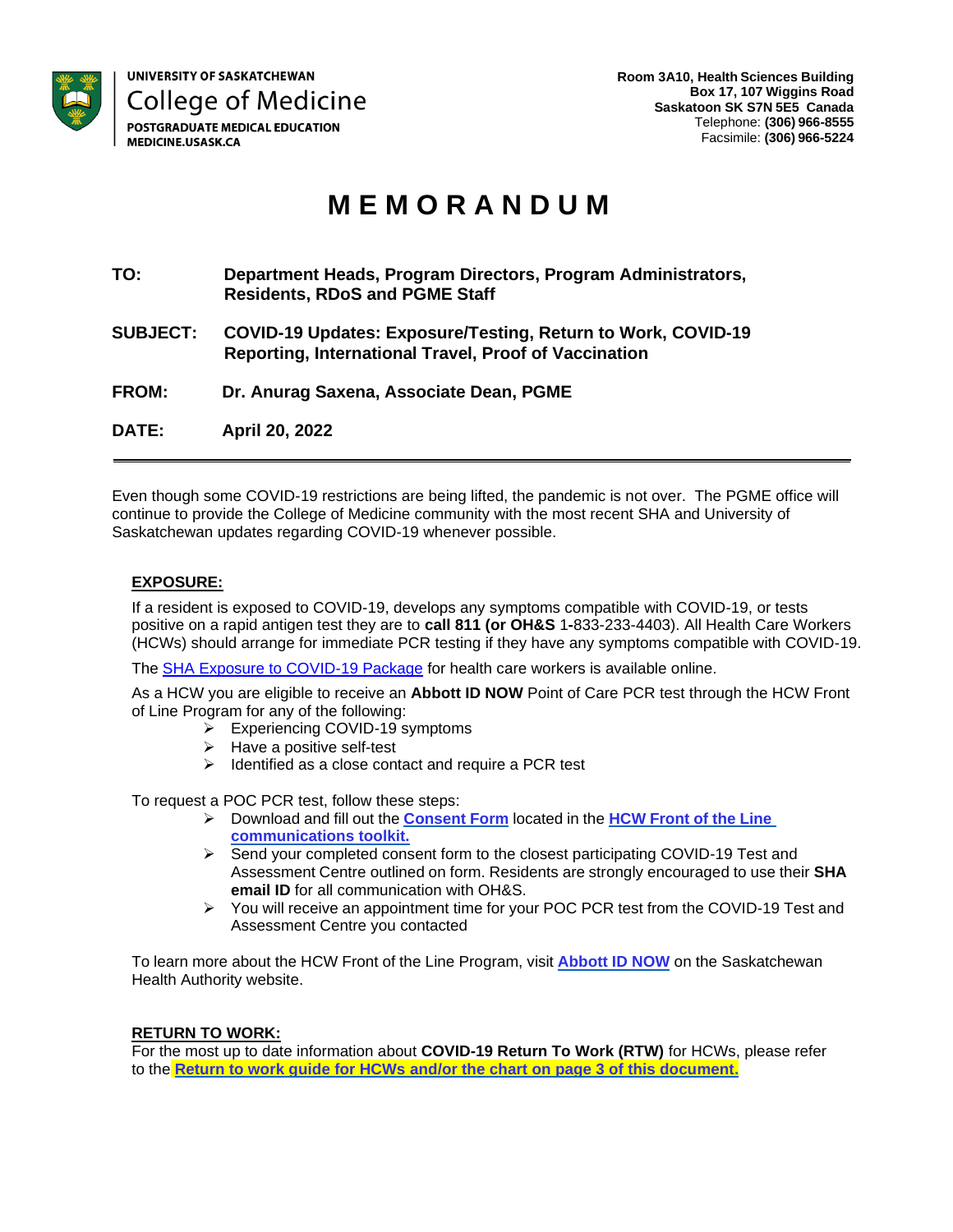UNIVERSITY OF SASKATCHEWAN
College of Medicine
POSTGRADUATE MEDICAL EDUCATION
MEDICINE.USASK.CA

**Room 3A10, Health Sciences Building**
**Box 17, 107 Wiggins Road**
**Saskatoon SK S7N 5E5 Canada**
Telephone: **(306) 966-8555**
Facsimile: **(306) 966-5224**

# MEMORANDUM

**TO:** **Department Heads, Program Directors, Program Administrators, Residents, RDoS and PGME Staff**

**SUBJECT:** **COVID-19 Updates: Exposure/Testing, Return to Work, COVID-19 Reporting, International Travel, Proof of Vaccination**

**FROM:** **Dr. Anurag Saxena, Associate Dean, PGME**

**DATE:** **April 20, 2022**

---

Even though some COVID-19 restrictions are being lifted, the pandemic is not over. The PGME office will continue to provide the College of Medicine community with the most recent SHA and University of Saskatchewan updates regarding COVID-19 whenever possible.

## EXPOSURE:

If a resident is exposed to COVID-19, develops any symptoms compatible with COVID-19, or tests positive on a rapid antigen test they are to **call 811 (or OH&S 1-**833-233-4403). All Health Care Workers (HCWs) should arrange for immediate PCR testing if they have any symptoms compatible with COVID-19.

The SHA Exposure to COVID-19 Package for health care workers is available online.

As a HCW you are eligible to receive an **Abbott ID NOW** Point of Care PCR test through the HCW Front of Line Program for any of the following:

- Experiencing COVID-19 symptoms
- Have a positive self-test
- Identified as a close contact and require a PCR test

To request a POC PCR test, follow these steps:

- Download and fill out the **Consent Form** located in the **HCW Front of the Line communications toolkit.**
- Send your completed consent form to the closest participating COVID-19 Test and Assessment Centre outlined on form. Residents are strongly encouraged to use their **SHA email ID** for all communication with OH&S.
- You will receive an appointment time for your POC PCR test from the COVID-19 Test and Assessment Centre you contacted

To learn more about the HCW Front of the Line Program, visit **Abbott ID NOW** on the Saskatchewan Health Authority website.

## RETURN TO WORK:

For the most up to date information about **COVID-19 Return To Work (RTW)** for HCWs, please refer to the **Return to work guide for HCWs and/or the chart on page 3 of this document.**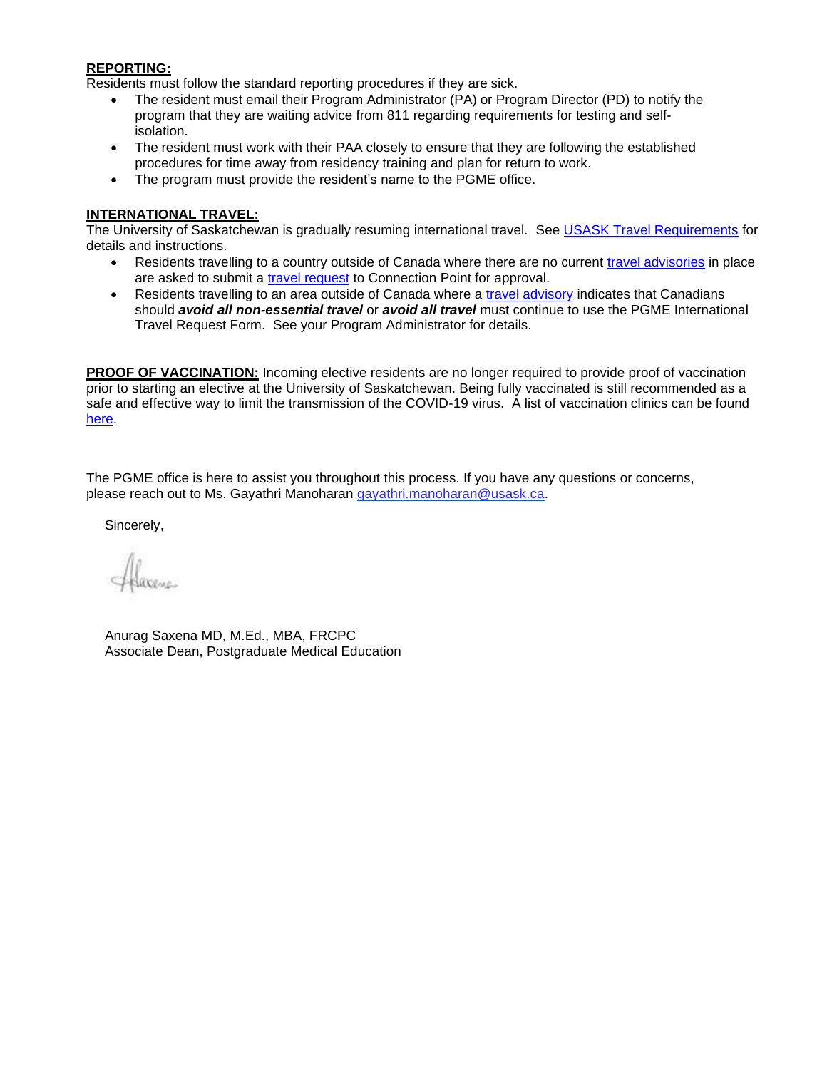**<u>REPORTING:</u>**
Residents must follow the standard reporting procedures if they are sick.

- The resident must email their Program Administrator (PA) or Program Director (PD) to notify the program that they are waiting advice from 811 regarding requirements for testing and self-isolation.
- The resident must work with their PAA closely to ensure that they are following the established procedures for time away from residency training and plan for return to work.
- The program must provide the resident's name to the PGME office.

**<u>INTERNATIONAL TRAVEL:</u>**
The University of Saskatchewan is gradually resuming international travel. See USASK Travel Requirements for details and instructions.

- Residents travelling to a country outside of Canada where there are no current travel advisories in place are asked to submit a travel request to Connection Point for approval.
- Residents travelling to an area outside of Canada where a travel advisory indicates that Canadians should ***avoid all non-essential travel*** or ***avoid all travel*** must continue to use the PGME International Travel Request Form. See your Program Administrator for details.

**<u>PROOF OF VACCINATION:</u>** Incoming elective residents are no longer required to provide proof of vaccination prior to starting an elective at the University of Saskatchewan. Being fully vaccinated is still recommended as a safe and effective way to limit the transmission of the COVID-19 virus. A list of vaccination clinics can be found here.

The PGME office is here to assist you throughout this process. If you have any questions or concerns, please reach out to Ms. Gayathri Manoharan gayathri.manoharan@usask.ca.

Sincerely,

Anurag Saxena MD, M.Ed., MBA, FRCPC
Associate Dean, Postgraduate Medical Education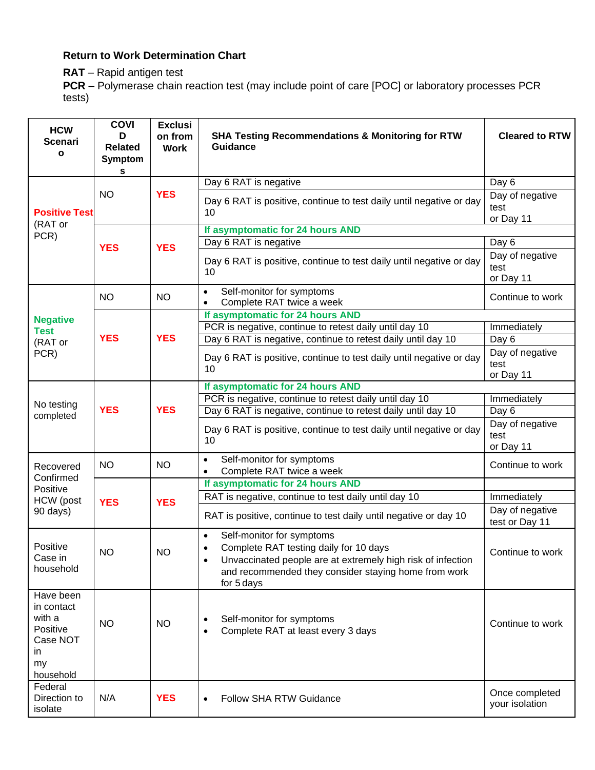**Return to Work Determination Chart**

**RAT** – Rapid antigen test
**PCR** – Polymerase chain reaction test (may include point of care [POC] or laboratory processes PCR tests)

| HCW Scenario | COVID Related Symptoms | Exclusion from Work | SHA Testing Recommendations & Monitoring for RTW Guidance | Cleared to RTW |
|---|---|---|---|---|
| **Positive Test** (RAT or PCR) | NO | **YES** | Day 6 RAT is negative | Day 6 |
| | | | Day 6 RAT is positive, continue to test daily until negative or day 10 | Day of negative test or Day 11 |
| | **YES** | **YES** | **If asymptomatic for 24 hours AND** | |
| | | | Day 6 RAT is negative | Day 6 |
| | | | Day 6 RAT is positive, continue to test daily until negative or day 10 | Day of negative test or Day 11 |
| **Negative Test** (RAT or PCR) | NO | NO | • Self-monitor for symptoms<br>• Complete RAT twice a week | Continue to work |
| | **YES** | **YES** | **If asymptomatic for 24 hours AND** | |
| | | | PCR is negative, continue to retest daily until day 10 | Immediately |
| | | | Day 6 RAT is negative, continue to retest daily until day 10 | Day 6 |
| | | | Day 6 RAT is positive, continue to test daily until negative or day 10 | Day of negative test or Day 11 |
| No testing completed | **YES** | **YES** | **If asymptomatic for 24 hours AND** | |
| | | | PCR is negative, continue to retest daily until day 10 | Immediately |
| | | | Day 6 RAT is negative, continue to retest daily until day 10 | Day 6 |
| | | | Day 6 RAT is positive, continue to test daily until negative or day 10 | Day of negative test or Day 11 |
| Recovered Confirmed Positive HCW (post 90 days) | NO | NO | • Self-monitor for symptoms<br>• Complete RAT twice a week | Continue to work |
| | **YES** | **YES** | **If asymptomatic for 24 hours AND** | |
| | | | RAT is negative, continue to test daily until day 10 | Immediately |
| | | | RAT is positive, continue to test daily until negative or day 10 | Day of negative test or Day 11 |
| Positive Case in household | NO | NO | • Self-monitor for symptoms<br>• Complete RAT testing daily for 10 days<br>• Unvaccinated people are at extremely high risk of infection and recommended they consider staying home from work for 5 days | Continue to work |
| Have been in contact with a Positive Case NOT in my household | NO | NO | • Self-monitor for symptoms<br>• Complete RAT at least every 3 days | Continue to work |
| Federal Direction to isolate | N/A | **YES** | • Follow SHA RTW Guidance | Once completed your isolation |